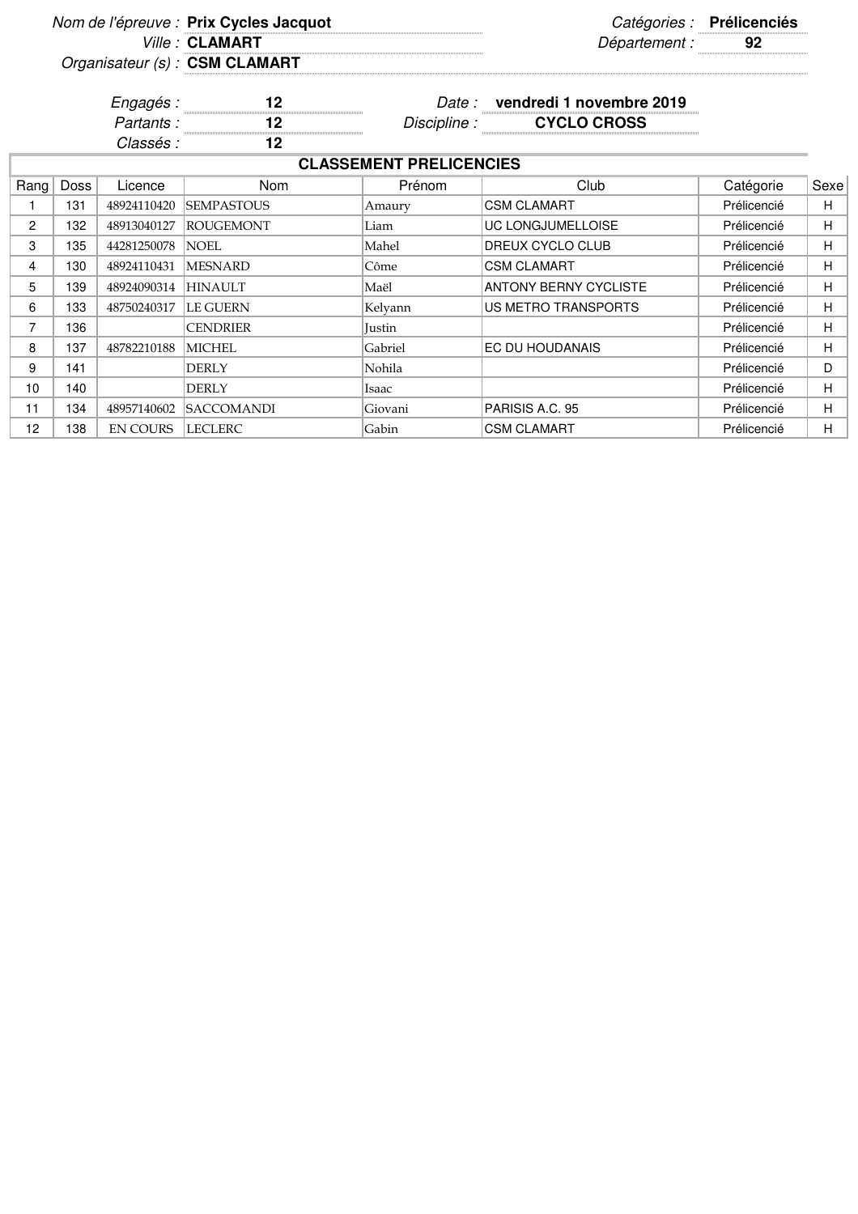Nom de l'épreuve : **Prix Cycles Jacquot**
Ville : **CLAMART**
Organisateur (s) : **CSM CLAMART**

Catégories : **Prélicenciés**
Département : **92**

Engagés : **12**
Partants : **12**
Classés : **12**

Date : **vendredi 1 novembre 2019**
Discipline : **CYCLO CROSS**

## CLASSEMENT PRELICENCIES

| Rang | Doss | Licence | Nom | Prénom | Club | Catégorie | Sexe |
|---|---|---|---|---|---|---|---|
| 1 | 131 | 48924110420 | SEMPASTOUS | Amaury | CSM CLAMART | Prélicencié | H |
| 2 | 132 | 48913040127 | ROUGEMONT | Liam | UC LONGJUMELLOISE | Prélicencié | H |
| 3 | 135 | 44281250078 | NOEL | Mahel | DREUX CYCLO CLUB | Prélicencié | H |
| 4 | 130 | 48924110431 | MESNARD | Côme | CSM CLAMART | Prélicencié | H |
| 5 | 139 | 48924090314 | HINAULT | Maël | ANTONY BERNY CYCLISTE | Prélicencié | H |
| 6 | 133 | 48750240317 | LE GUERN | Kelyann | US METRO TRANSPORTS | Prélicencié | H |
| 7 | 136 | | CENDRIER | Justin | | Prélicencié | H |
| 8 | 137 | 48782210188 | MICHEL | Gabriel | EC DU HOUDANAIS | Prélicencié | H |
| 9 | 141 | | DERLY | Nohila | | Prélicencié | D |
| 10 | 140 | | DERLY | Isaac | | Prélicencié | H |
| 11 | 134 | 48957140602 | SACCOMANDI | Giovani | PARISIS A.C. 95 | Prélicencié | H |
| 12 | 138 | EN COURS | LECLERC | Gabin | CSM CLAMART | Prélicencié | H |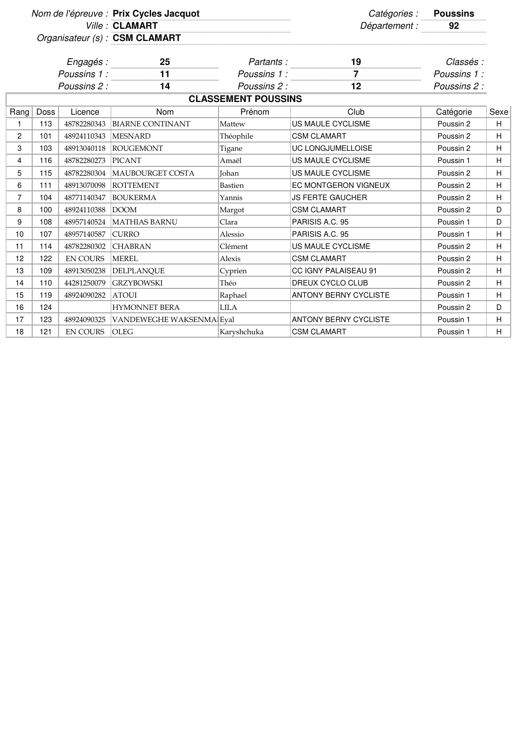*Nom de l'épreuve :* **Prix Cycles Jacquot** *Catégories :* **Poussins**
*Ville :* **CLAMART** *Département :* **92**
*Organisateur (s) :* **CSM CLAMART**

| *Engagés :* | **25** | *Partants :* | **19** | *Classés :* |
|---|---|---|---|---|
| *Poussins 1 :* | **11** | *Poussins 1 :* | **7** | *Poussins 1 :* |
| *Poussins 2 :* | **14** | *Poussins 2 :* | **12** | *Poussins 2 :* |

## CLASSEMENT POUSSINS

| Rang | Doss | Licence | Nom | Prénom | Club | Catégorie | Sexe |
|---|---|---|---|---|---|---|---|
| 1 | 113 | 48782280343 | BIARNE CONTINANT | Mattew | US MAULE CYCLISME | Poussin 2 | H |
| 2 | 101 | 48924110343 | MESNARD | Théophile | CSM CLAMART | Poussin 2 | H |
| 3 | 103 | 48913040118 | ROUGEMONT | Tigane | UC LONGJUMELLOISE | Poussin 2 | H |
| 4 | 116 | 48782280273 | PICANT | Amaël | US MAULE CYCLISME | Poussin 1 | H |
| 5 | 115 | 48782280304 | MAUBOURGET COSTA | Johan | US MAULE CYCLISME | Poussin 2 | H |
| 6 | 111 | 48913070098 | ROTTEMENT | Bastien | EC MONTGERON VIGNEUX | Poussin 2 | H |
| 7 | 104 | 48771140347 | BOUKERMA | Yannis | JS FERTE GAUCHER | Poussin 2 | H |
| 8 | 100 | 48924110388 | DOOM | Margot | CSM CLAMART | Poussin 2 | D |
| 9 | 108 | 48957140524 | MATHIAS BARNU | Clara | PARISIS A.C. 95 | Poussin 1 | D |
| 10 | 107 | 48957140587 | CURRO | Alessio | PARISIS A.C. 95 | Poussin 1 | H |
| 11 | 114 | 48782280302 | CHABRAN | Clément | US MAULE CYCLISME | Poussin 2 | H |
| 12 | 122 | EN COURS | MEREL | Alexis | CSM CLAMART | Poussin 2 | H |
| 13 | 109 | 48913050238 | DELPLANQUE | Cyprien | CC IGNY PALAISEAU 91 | Poussin 2 | H |
| 14 | 110 | 44281250079 | GRZYBOWSKI | Théo | DREUX CYCLO CLUB | Poussin 2 | H |
| 15 | 119 | 48924090282 | ATOUI | Raphael | ANTONY BERNY CYCLISTE | Poussin 1 | H |
| 16 | 124 | | HYMONNET BERA | LILA | | Poussin 2 | D |
| 17 | 123 | 48924090325 | VANDEWEGHE WAKSENMA | Eyal | ANTONY BERNY CYCLISTE | Poussin 1 | H |
| 18 | 121 | EN COURS | OLEG | Karyshchuka | CSM CLAMART | Poussin 1 | H |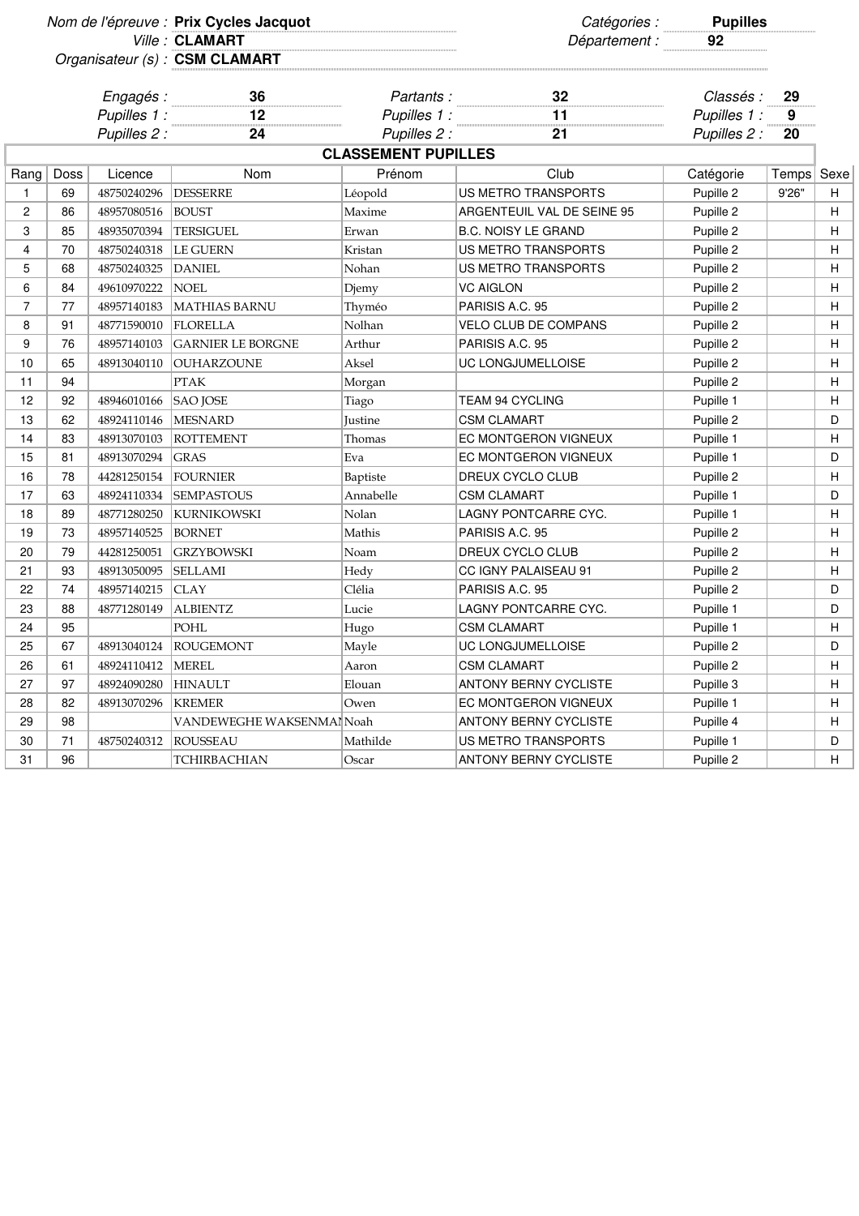Nom de l'épreuve : **Prix Cycles Jacquot** | Catégories : **Pupilles**

Ville : **CLAMART** | Département : **92**

Organisateur (s) : **CSM CLAMART**

| Engagés : | 36 | Partants : | 32 | Classés : | 29 |
|---|---|---|---|---|---|
| Pupilles 1 : | 12 | Pupilles 1 : | 11 | Pupilles 1 : | 9 |
| Pupilles 2 : | 24 | Pupilles 2 : | 21 | Pupilles 2 : | 20 |

## CLASSEMENT PUPILLES

| Rang | Doss | Licence | Nom | Prénom | Club | Catégorie | Temps | Sexe |
|---|---|---|---|---|---|---|---|---|
| 1 | 69 | 48750240296 | DESSERRE | Léopold | US METRO TRANSPORTS | Pupille 2 | 9'26" | H |
| 2 | 86 | 48957080516 | BOUST | Maxime | ARGENTEUIL VAL DE SEINE 95 | Pupille 2 | | H |
| 3 | 85 | 48935070394 | TERSIGUEL | Erwan | B.C. NOISY LE GRAND | Pupille 2 | | H |
| 4 | 70 | 48750240318 | LE GUERN | Kristan | US METRO TRANSPORTS | Pupille 2 | | H |
| 5 | 68 | 48750240325 | DANIEL | Nohan | US METRO TRANSPORTS | Pupille 2 | | H |
| 6 | 84 | 49610970222 | NOEL | Djemy | VC AIGLON | Pupille 2 | | H |
| 7 | 77 | 48957140183 | MATHIAS BARNU | Thyméo | PARISIS A.C. 95 | Pupille 2 | | H |
| 8 | 91 | 48771590010 | FLORELLA | Nolhan | VELO CLUB DE COMPANS | Pupille 2 | | H |
| 9 | 76 | 48957140103 | GARNIER LE BORGNE | Arthur | PARISIS A.C. 95 | Pupille 2 | | H |
| 10 | 65 | 48913040110 | OUHARZOUNE | Aksel | UC LONGJUMELLOISE | Pupille 2 | | H |
| 11 | 94 | | PTAK | Morgan | | Pupille 2 | | H |
| 12 | 92 | 48946010166 | SAO JOSE | Tiago | TEAM 94 CYCLING | Pupille 1 | | H |
| 13 | 62 | 48924110146 | MESNARD | Justine | CSM CLAMART | Pupille 2 | | D |
| 14 | 83 | 48913070103 | ROTTEMENT | Thomas | EC MONTGERON VIGNEUX | Pupille 1 | | H |
| 15 | 81 | 48913070294 | GRAS | Eva | EC MONTGERON VIGNEUX | Pupille 1 | | D |
| 16 | 78 | 44281250154 | FOURNIER | Baptiste | DREUX CYCLO CLUB | Pupille 2 | | H |
| 17 | 63 | 48924110334 | SEMPASTOUS | Annabelle | CSM CLAMART | Pupille 1 | | D |
| 18 | 89 | 48771280250 | KURNIKOWSKI | Nolan | LAGNY PONTCARRE CYC. | Pupille 1 | | H |
| 19 | 73 | 48957140525 | BORNET | Mathis | PARISIS A.C. 95 | Pupille 2 | | H |
| 20 | 79 | 44281250051 | GRZYBOWSKI | Noam | DREUX CYCLO CLUB | Pupille 2 | | H |
| 21 | 93 | 48913050095 | SELLAMI | Hedy | CC IGNY PALAISEAU 91 | Pupille 2 | | H |
| 22 | 74 | 48957140215 | CLAY | Clélia | PARISIS A.C. 95 | Pupille 2 | | D |
| 23 | 88 | 48771280149 | ALBIENTZ | Lucie | LAGNY PONTCARRE CYC. | Pupille 1 | | D |
| 24 | 95 | | POHL | Hugo | CSM CLAMART | Pupille 1 | | H |
| 25 | 67 | 48913040124 | ROUGEMONT | Mayle | UC LONGJUMELLOISE | Pupille 2 | | D |
| 26 | 61 | 48924110412 | MEREL | Aaron | CSM CLAMART | Pupille 2 | | H |
| 27 | 97 | 48924090280 | HINAULT | Elouan | ANTONY BERNY CYCLISTE | Pupille 3 | | H |
| 28 | 82 | 48913070296 | KREMER | Owen | EC MONTGERON VIGNEUX | Pupille 1 | | H |
| 29 | 98 | | VANDEWEGHE WAKSENMAN | Noah | ANTONY BERNY CYCLISTE | Pupille 4 | | H |
| 30 | 71 | 48750240312 | ROUSSEAU | Mathilde | US METRO TRANSPORTS | Pupille 1 | | D |
| 31 | 96 | | TCHIRBACHIAN | Oscar | ANTONY BERNY CYCLISTE | Pupille 2 | | H |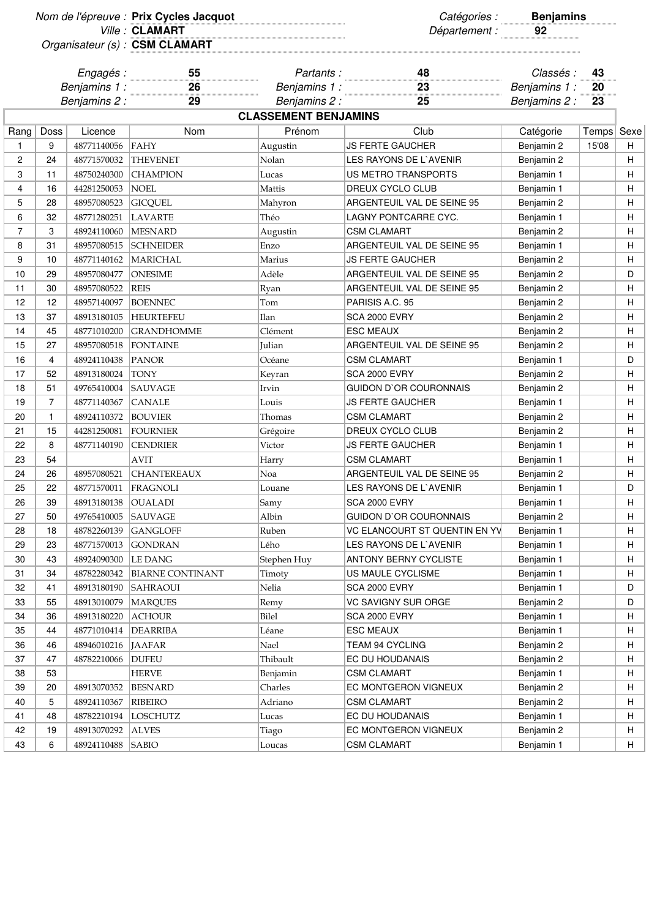Nom de l'épreuve : **Prix Cycles Jacquot** — Catégories : **Benjamins**

Ville : **CLAMART** — Département : **92**

Organisateur (s) : **CSM CLAMART**

| Engagés : | 55 | Partants : | 48 | Classés : | 43 |
|---|---|---|---|---|---|
| Benjamins 1 : | 26 | Benjamins 1 : | 23 | Benjamins 1 : | 20 |
| Benjamins 2 : | 29 | Benjamins 2 : | 25 | Benjamins 2 : | 23 |

## CLASSEMENT BENJAMINS

| Rang | Doss | Licence | Nom | Prénom | Club | Catégorie | Temps | Sexe |
|---|---|---|---|---|---|---|---|---|
| 1 | 9 | 48771140056 | FAHY | Augustin | JS FERTE GAUCHER | Benjamin 2 | 15'08 | H |
| 2 | 24 | 48771570032 | THEVENET | Nolan | LES RAYONS DE L`AVENIR | Benjamin 2 | | H |
| 3 | 11 | 48750240300 | CHAMPION | Lucas | US METRO TRANSPORTS | Benjamin 1 | | H |
| 4 | 16 | 44281250053 | NOEL | Mattis | DREUX CYCLO CLUB | Benjamin 1 | | H |
| 5 | 28 | 48957080523 | GICQUEL | Mahyron | ARGENTEUIL VAL DE SEINE 95 | Benjamin 2 | | H |
| 6 | 32 | 48771280251 | LAVARTE | Théo | LAGNY PONTCARRE CYC. | Benjamin 1 | | H |
| 7 | 3 | 48924110060 | MESNARD | Augustin | CSM CLAMART | Benjamin 2 | | H |
| 8 | 31 | 48957080515 | SCHNEIDER | Enzo | ARGENTEUIL VAL DE SEINE 95 | Benjamin 1 | | H |
| 9 | 10 | 48771140162 | MARICHAL | Marius | JS FERTE GAUCHER | Benjamin 2 | | H |
| 10 | 29 | 48957080477 | ONESIME | Adèle | ARGENTEUIL VAL DE SEINE 95 | Benjamin 2 | | D |
| 11 | 30 | 48957080522 | REIS | Ryan | ARGENTEUIL VAL DE SEINE 95 | Benjamin 2 | | H |
| 12 | 12 | 48957140097 | BOENNEC | Tom | PARISIS A.C. 95 | Benjamin 2 | | H |
| 13 | 37 | 48913180105 | HEURTEFEU | Ilan | SCA 2000 EVRY | Benjamin 2 | | H |
| 14 | 45 | 48771010200 | GRANDHOMME | Clément | ESC MEAUX | Benjamin 2 | | H |
| 15 | 27 | 48957080518 | FONTAINE | Julian | ARGENTEUIL VAL DE SEINE 95 | Benjamin 2 | | H |
| 16 | 4 | 48924110438 | PANOR | Océane | CSM CLAMART | Benjamin 1 | | D |
| 17 | 52 | 48913180024 | TONY | Keyran | SCA 2000 EVRY | Benjamin 2 | | H |
| 18 | 51 | 49765410004 | SAUVAGE | Irvin | GUIDON D`OR COURONNAIS | Benjamin 2 | | H |
| 19 | 7 | 48771140367 | CANALE | Louis | JS FERTE GAUCHER | Benjamin 1 | | H |
| 20 | 1 | 48924110372 | BOUVIER | Thomas | CSM CLAMART | Benjamin 2 | | H |
| 21 | 15 | 44281250081 | FOURNIER | Grégoire | DREUX CYCLO CLUB | Benjamin 2 | | H |
| 22 | 8 | 48771140190 | CENDRIER | Victor | JS FERTE GAUCHER | Benjamin 1 | | H |
| 23 | 54 | | AVIT | Harry | CSM CLAMART | Benjamin 1 | | H |
| 24 | 26 | 48957080521 | CHANTEREAUX | Noa | ARGENTEUIL VAL DE SEINE 95 | Benjamin 2 | | H |
| 25 | 22 | 48771570011 | FRAGNOLI | Louane | LES RAYONS DE L`AVENIR | Benjamin 1 | | D |
| 26 | 39 | 48913180138 | OUALADI | Samy | SCA 2000 EVRY | Benjamin 1 | | H |
| 27 | 50 | 49765410005 | SAUVAGE | Albin | GUIDON D`OR COURONNAIS | Benjamin 2 | | H |
| 28 | 18 | 48782260139 | GANGLOFF | Ruben | VC ELANCOURT ST QUENTIN EN YV | Benjamin 1 | | H |
| 29 | 23 | 48771570013 | GONDRAN | Lého | LES RAYONS DE L`AVENIR | Benjamin 1 | | H |
| 30 | 43 | 48924090300 | LE DANG | Stephen Huy | ANTONY BERNY CYCLISTE | Benjamin 1 | | H |
| 31 | 34 | 48782280342 | BIARNE CONTINANT | Timoty | US MAULE CYCLISME | Benjamin 1 | | H |
| 32 | 41 | 48913180190 | SAHRAOUI | Nelia | SCA 2000 EVRY | Benjamin 1 | | D |
| 33 | 55 | 48913010079 | MARQUES | Remy | VC SAVIGNY SUR ORGE | Benjamin 2 | | D |
| 34 | 36 | 48913180220 | ACHOUR | Bilel | SCA 2000 EVRY | Benjamin 1 | | H |
| 35 | 44 | 48771010414 | DEARRIBA | Léane | ESC MEAUX | Benjamin 1 | | H |
| 36 | 46 | 48946010216 | JAAFAR | Nael | TEAM 94 CYCLING | Benjamin 2 | | H |
| 37 | 47 | 48782210066 | DUFEU | Thibault | EC DU HOUDANAIS | Benjamin 2 | | H |
| 38 | 53 | | HERVE | Benjamin | CSM CLAMART | Benjamin 1 | | H |
| 39 | 20 | 48913070352 | BESNARD | Charles | EC MONTGERON VIGNEUX | Benjamin 2 | | H |
| 40 | 5 | 48924110367 | RIBEIRO | Adriano | CSM CLAMART | Benjamin 2 | | H |
| 41 | 48 | 48782210194 | LOSCHUTZ | Lucas | EC DU HOUDANAIS | Benjamin 1 | | H |
| 42 | 19 | 48913070292 | ALVES | Tiago | EC MONTGERON VIGNEUX | Benjamin 2 | | H |
| 43 | 6 | 48924110488 | SABIO | Loucas | CSM CLAMART | Benjamin 1 | | H |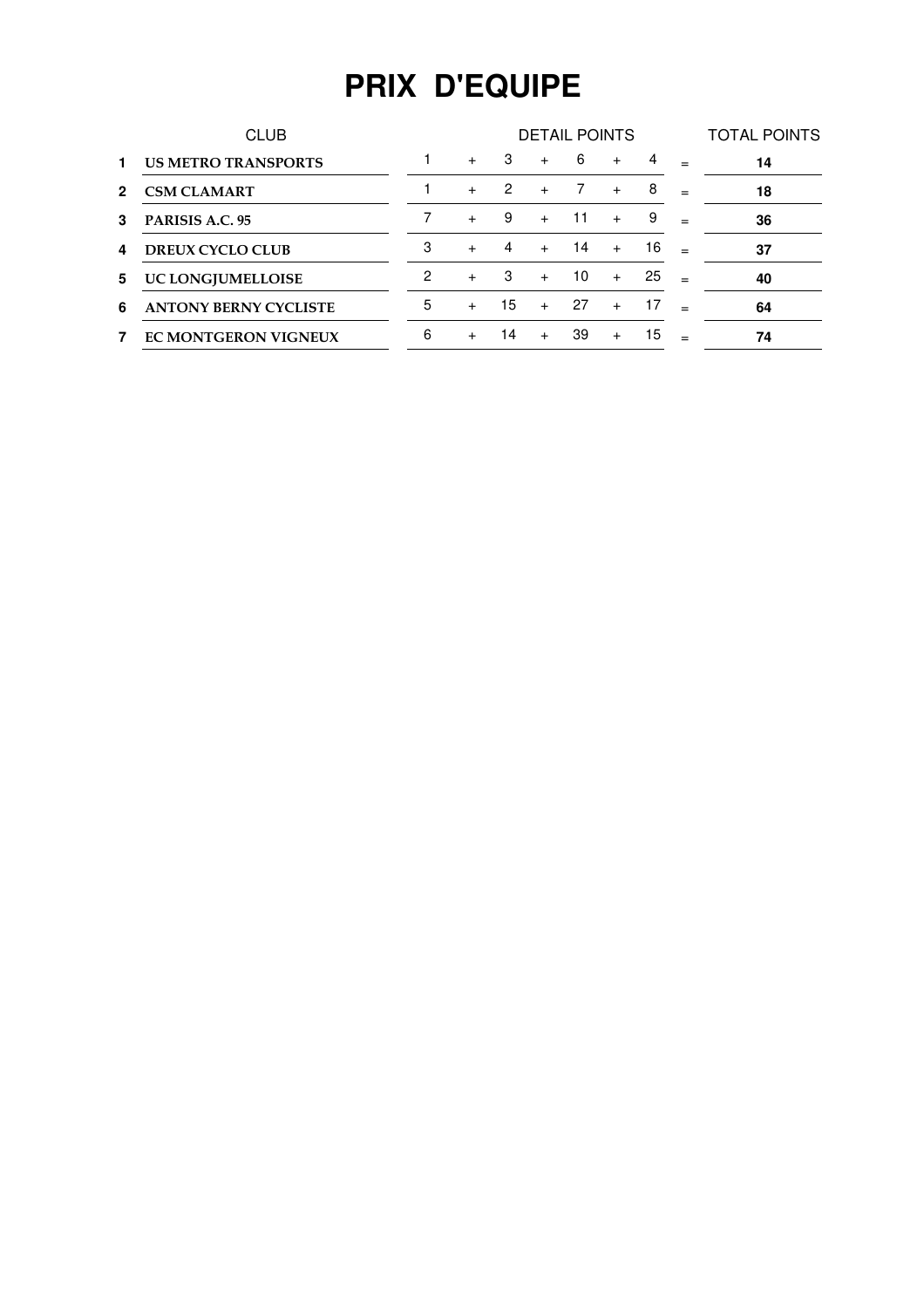# PRIX D'EQUIPE

| | CLUB | DETAIL POINTS | | | | | | | | TOTAL POINTS |
|---|---|---|---|---|---|---|---|---|---|---|
| **1** | **US METRO TRANSPORTS** | 1 | + | 3 | + | 6 | + | 4 | = | **14** |
| **2** | **CSM CLAMART** | 1 | + | 2 | + | 7 | + | 8 | = | **18** |
| **3** | **PARISIS A.C. 95** | 7 | + | 9 | + | 11 | + | 9 | = | **36** |
| **4** | **DREUX CYCLO CLUB** | 3 | + | 4 | + | 14 | + | 16 | = | **37** |
| **5** | **UC LONGJUMELLOISE** | 2 | + | 3 | + | 10 | + | 25 | = | **40** |
| **6** | **ANTONY BERNY CYCLISTE** | 5 | + | 15 | + | 27 | + | 17 | = | **64** |
| **7** | **EC MONTGERON VIGNEUX** | 6 | + | 14 | + | 39 | + | 15 | = | **74** |